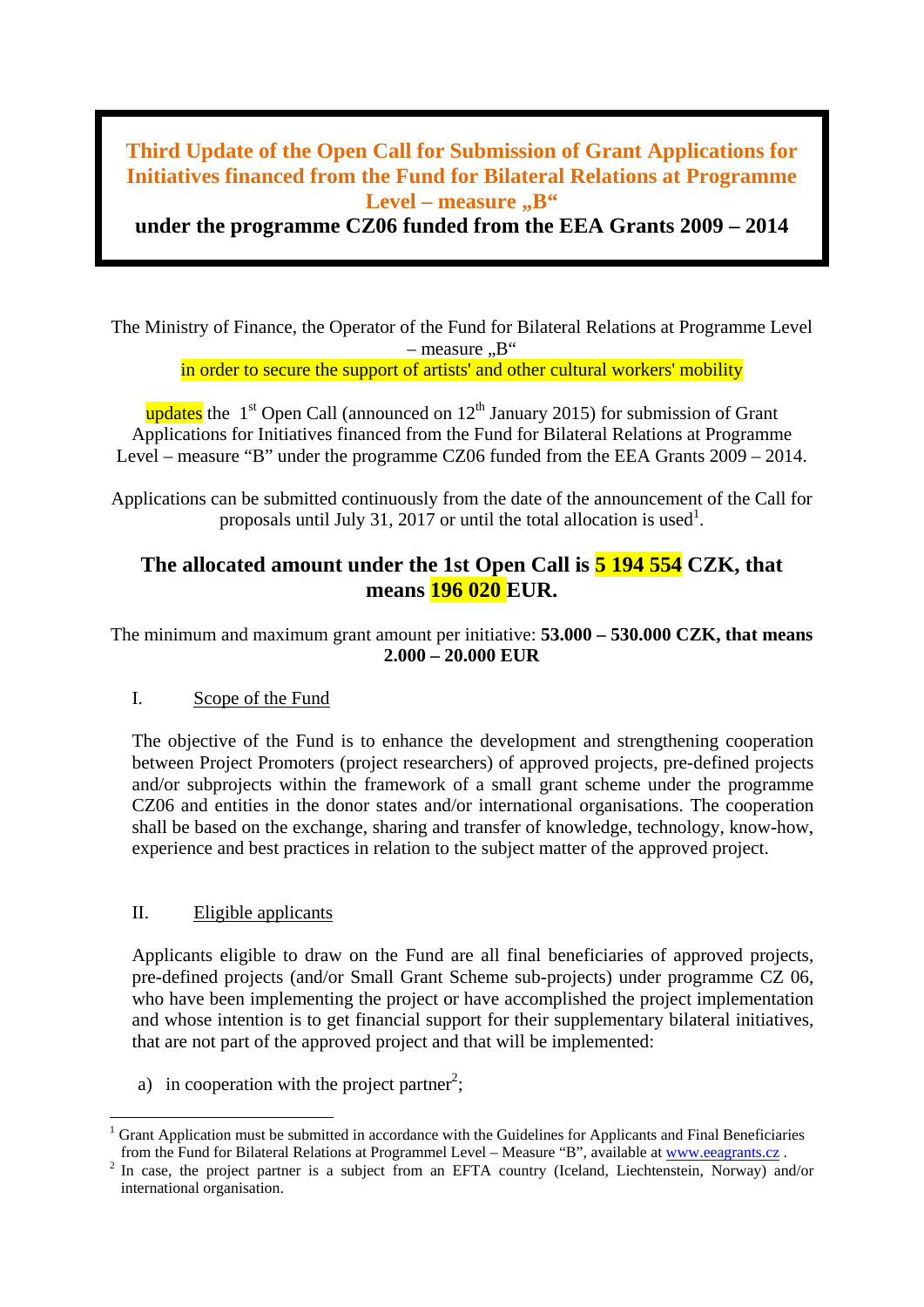# Third Update of the Open Call for Submission of Grant Applications for Initiatives financed from the Fund for Bilateral Relations at Programme Level – measure „B“

**under the programme CZ06 funded from the EEA Grants 2009 – 2014**

The Ministry of Finance, the Operator of the Fund for Bilateral Relations at Programme Level – measure „B“
in order to secure the support of artists' and other cultural workers' mobility

updates the 1st Open Call (announced on 12th January 2015) for submission of Grant Applications for Initiatives financed from the Fund for Bilateral Relations at Programme Level – measure "B" under the programme CZ06 funded from the EEA Grants 2009 – 2014.

Applications can be submitted continuously from the date of the announcement of the Call for proposals until July 31, 2017 or until the total allocation is used[1].

## The allocated amount under the 1st Open Call is 5 194 554 CZK, that means 196 020 EUR.

The minimum and maximum grant amount per initiative: **53.000 – 530.000 CZK, that means 2.000 – 20.000 EUR**

## I. Scope of the Fund

The objective of the Fund is to enhance the development and strengthening cooperation between Project Promoters (project researchers) of approved projects, pre-defined projects and/or subprojects within the framework of a small grant scheme under the programme CZ06 and entities in the donor states and/or international organisations. The cooperation shall be based on the exchange, sharing and transfer of knowledge, technology, know-how, experience and best practices in relation to the subject matter of the approved project.

## II. Eligible applicants

Applicants eligible to draw on the Fund are all final beneficiaries of approved projects, pre-defined projects (and/or Small Grant Scheme sub-projects) under programme CZ 06, who have been implementing the project or have accomplished the project implementation and whose intention is to get financial support for their supplementary bilateral initiatives, that are not part of the approved project and that will be implemented:

a) in cooperation with the project partner[2];

---

[1] Grant Application must be submitted in accordance with the Guidelines for Applicants and Final Beneficiaries from the Fund for Bilateral Relations at Programmel Level – Measure "B", available at www.eeagrants.cz .

[2] In case, the project partner is a subject from an EFTA country (Iceland, Liechtenstein, Norway) and/or international organisation.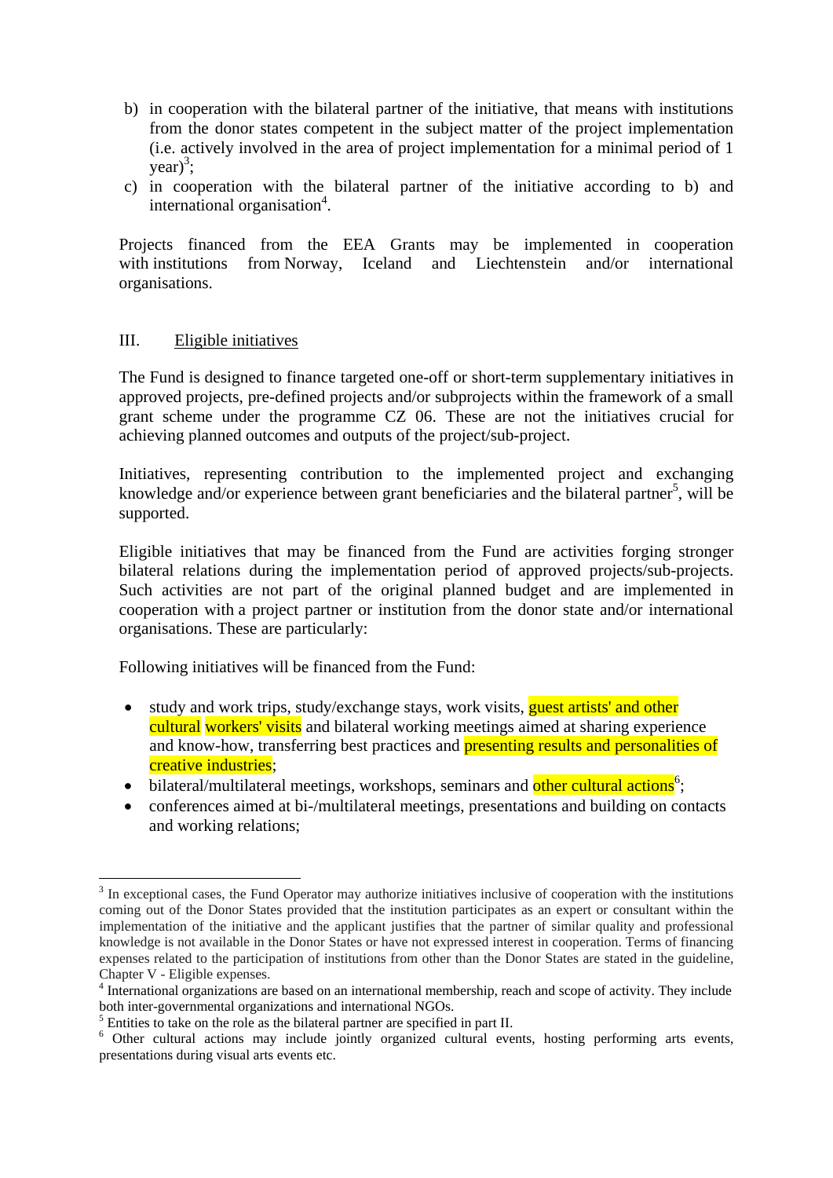b) in cooperation with the bilateral partner of the initiative, that means with institutions from the donor states competent in the subject matter of the project implementation (i.e. actively involved in the area of project implementation for a minimal period of 1 year)[3];
c) in cooperation with the bilateral partner of the initiative according to b) and international organisation[4].

Projects financed from the EEA Grants may be implemented in cooperation with institutions from Norway, Iceland and Liechtenstein and/or international organisations.

## III. Eligible initiatives

The Fund is designed to finance targeted one-off or short-term supplementary initiatives in approved projects, pre-defined projects and/or subprojects within the framework of a small grant scheme under the programme CZ 06. These are not the initiatives crucial for achieving planned outcomes and outputs of the project/sub-project.

Initiatives, representing contribution to the implemented project and exchanging knowledge and/or experience between grant beneficiaries and the bilateral partner[5], will be supported.

Eligible initiatives that may be financed from the Fund are activities forging stronger bilateral relations during the implementation period of approved projects/sub-projects. Such activities are not part of the original planned budget and are implemented in cooperation with a project partner or institution from the donor state and/or international organisations. These are particularly:

Following initiatives will be financed from the Fund:

- study and work trips, study/exchange stays, work visits, guest artists' and other cultural workers' visits and bilateral working meetings aimed at sharing experience and know-how, transferring best practices and presenting results and personalities of creative industries;
- bilateral/multilateral meetings, workshops, seminars and other cultural actions[6];
- conferences aimed at bi-/multilateral meetings, presentations and building on contacts and working relations;

---

[3] In exceptional cases, the Fund Operator may authorize initiatives inclusive of cooperation with the institutions coming out of the Donor States provided that the institution participates as an expert or consultant within the implementation of the initiative and the applicant justifies that the partner of similar quality and professional knowledge is not available in the Donor States or have not expressed interest in cooperation. Terms of financing expenses related to the participation of institutions from other than the Donor States are stated in the guideline, Chapter V - Eligible expenses.

[4] International organizations are based on an international membership, reach and scope of activity. They include both inter-governmental organizations and international NGOs.

[5] Entities to take on the role as the bilateral partner are specified in part II.

[6] Other cultural actions may include jointly organized cultural events, hosting performing arts events, presentations during visual arts events etc.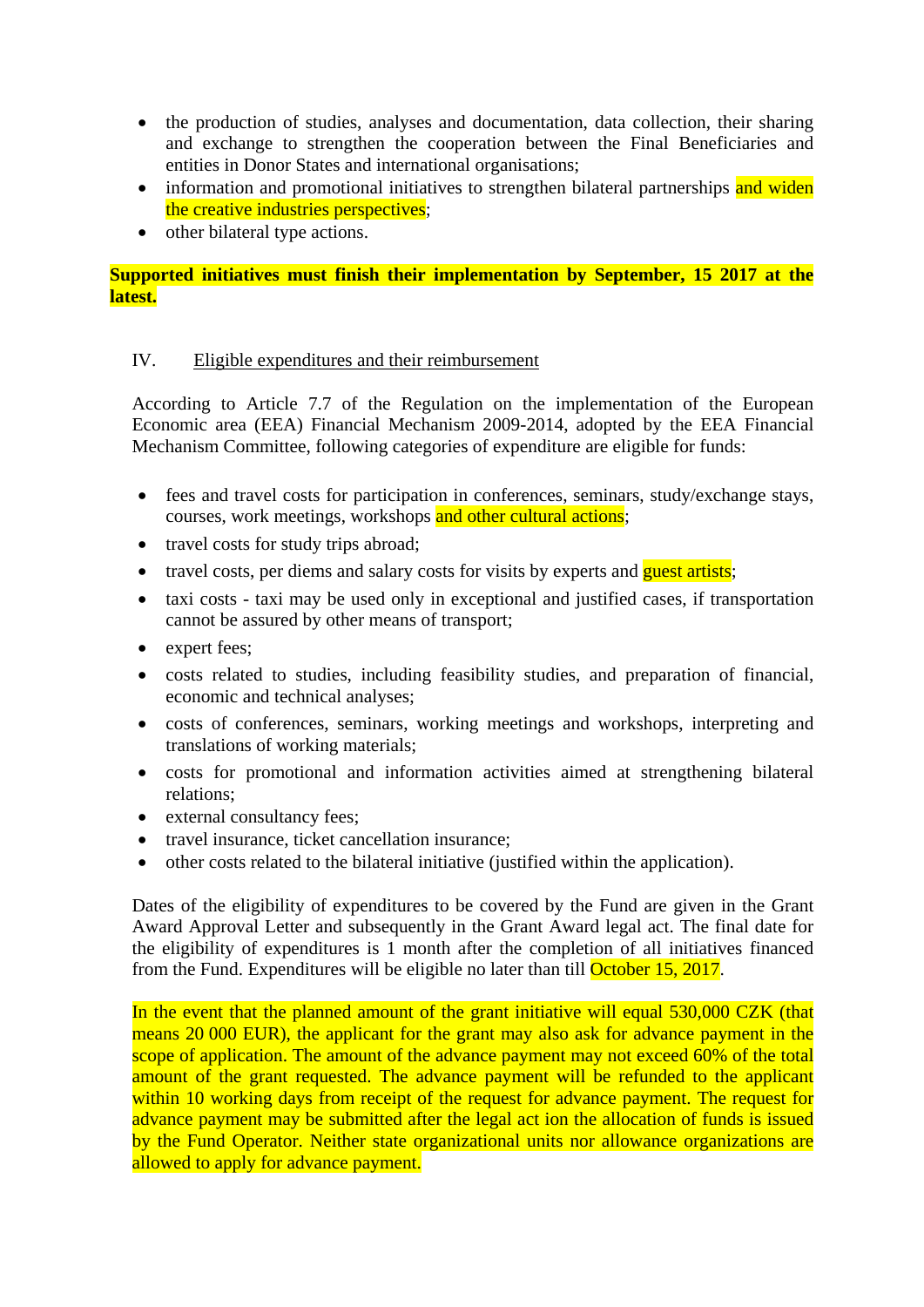- the production of studies, analyses and documentation, data collection, their sharing and exchange to strengthen the cooperation between the Final Beneficiaries and entities in Donor States and international organisations;
- information and promotional initiatives to strengthen bilateral partnerships and widen the creative industries perspectives;
- other bilateral type actions.

**Supported initiatives must finish their implementation by September, 15 2017 at the latest.**

IV. Eligible expenditures and their reimbursement

According to Article 7.7 of the Regulation on the implementation of the European Economic area (EEA) Financial Mechanism 2009-2014, adopted by the EEA Financial Mechanism Committee, following categories of expenditure are eligible for funds:

- fees and travel costs for participation in conferences, seminars, study/exchange stays, courses, work meetings, workshops and other cultural actions;
- travel costs for study trips abroad;
- travel costs, per diems and salary costs for visits by experts and guest artists;
- taxi costs - taxi may be used only in exceptional and justified cases, if transportation cannot be assured by other means of transport;
- expert fees;
- costs related to studies, including feasibility studies, and preparation of financial, economic and technical analyses;
- costs of conferences, seminars, working meetings and workshops, interpreting and translations of working materials;
- costs for promotional and information activities aimed at strengthening bilateral relations;
- external consultancy fees;
- travel insurance, ticket cancellation insurance;
- other costs related to the bilateral initiative (justified within the application).

Dates of the eligibility of expenditures to be covered by the Fund are given in the Grant Award Approval Letter and subsequently in the Grant Award legal act. The final date for the eligibility of expenditures is 1 month after the completion of all initiatives financed from the Fund. Expenditures will be eligible no later than till October 15, 2017.

In the event that the planned amount of the grant initiative will equal 530,000 CZK (that means 20 000 EUR), the applicant for the grant may also ask for advance payment in the scope of application. The amount of the advance payment may not exceed 60% of the total amount of the grant requested. The advance payment will be refunded to the applicant within 10 working days from receipt of the request for advance payment. The request for advance payment may be submitted after the legal act ion the allocation of funds is issued by the Fund Operator. Neither state organizational units nor allowance organizations are allowed to apply for advance payment.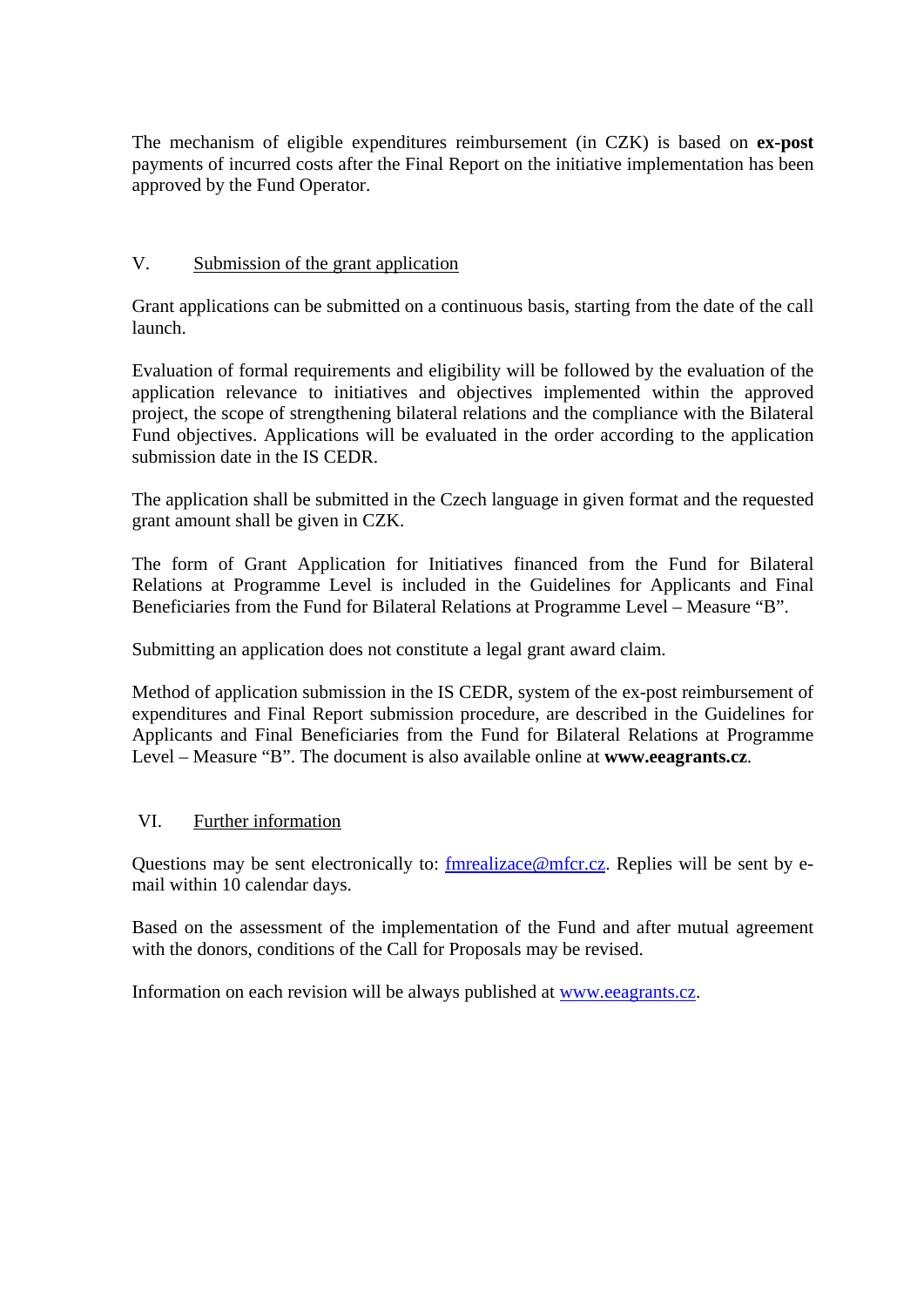The mechanism of eligible expenditures reimbursement (in CZK) is based on **ex-post** payments of incurred costs after the Final Report on the initiative implementation has been approved by the Fund Operator.

## V. Submission of the grant application

Grant applications can be submitted on a continuous basis, starting from the date of the call launch.

Evaluation of formal requirements and eligibility will be followed by the evaluation of the application relevance to initiatives and objectives implemented within the approved project, the scope of strengthening bilateral relations and the compliance with the Bilateral Fund objectives. Applications will be evaluated in the order according to the application submission date in the IS CEDR.

The application shall be submitted in the Czech language in given format and the requested grant amount shall be given in CZK.

The form of Grant Application for Initiatives financed from the Fund for Bilateral Relations at Programme Level is included in the Guidelines for Applicants and Final Beneficiaries from the Fund for Bilateral Relations at Programme Level – Measure "B".

Submitting an application does not constitute a legal grant award claim.

Method of application submission in the IS CEDR, system of the ex-post reimbursement of expenditures and Final Report submission procedure, are described in the Guidelines for Applicants and Final Beneficiaries from the Fund for Bilateral Relations at Programme Level – Measure "B". The document is also available online at **www.eeagrants.cz**.

## VI. Further information

Questions may be sent electronically to: fmrealizace@mfcr.cz. Replies will be sent by e-mail within 10 calendar days.

Based on the assessment of the implementation of the Fund and after mutual agreement with the donors, conditions of the Call for Proposals may be revised.

Information on each revision will be always published at www.eeagrants.cz.